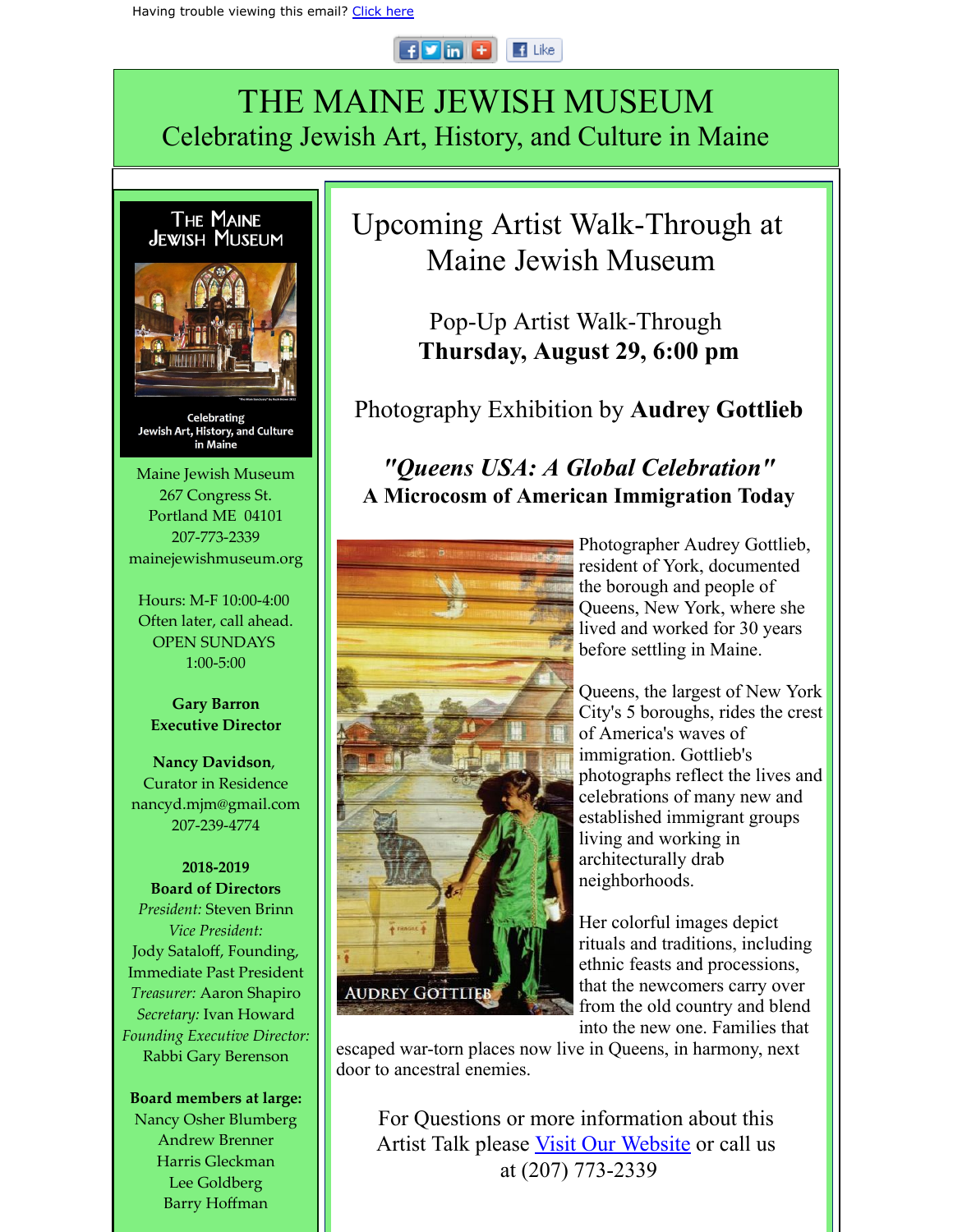Having trouble viewing this email? [Click here]

# THE MAINE JEWISH MUSEUM
Celebrating Jewish Art, History, and Culture in Maine

The Maine Jewish Museum

Celebrating Jewish Art, History, and Culture in Maine

Maine Jewish Museum
267 Congress St.
Portland ME 04101
207-773-2339
mainejewishmuseum.org

Hours: M-F 10:00-4:00
Often later, call ahead.
OPEN SUNDAYS
1:00-5:00

**Gary Barron**
**Executive Director**

**Nancy Davidson**,
Curator in Residence
nancyd.mjm@gmail.com
207-239-4774

**2018-2019**
**Board of Directors**
*President:* Steven Brinn
*Vice President:*
Jody Sataloff, Founding, Immediate Past President
*Treasurer:* Aaron Shapiro
*Secretary:* Ivan Howard
*Founding Executive Director:*
Rabbi Gary Berenson

**Board members at large:**
Nancy Osher Blumberg
Andrew Brenner
Harris Gleckman
Lee Goldberg
Barry Hoffman

## Upcoming Artist Walk-Through at Maine Jewish Museum

### Pop-Up Artist Walk-Through
### **Thursday, August 29, 6:00 pm**

### Photography Exhibition by **Audrey Gottlieb**

### ***"Queens USA: A Global Celebration"***
### **A Microcosm of American Immigration Today**

AUDREY GOTTLIEB

Photographer Audrey Gottlieb, resident of York, documented the borough and people of Queens, New York, where she lived and worked for 30 years before settling in Maine.

Queens, the largest of New York City's 5 boroughs, rides the crest of America's waves of immigration. Gottlieb's photographs reflect the lives and celebrations of many new and established immigrant groups living and working in architecturally drab neighborhoods.

Her colorful images depict rituals and traditions, including ethnic feasts and processions, that the newcomers carry over from the old country and blend into the new one. Families that escaped war-torn places now live in Queens, in harmony, next door to ancestral enemies.

For Questions or more information about this Artist Talk please [Visit Our Website] or call us at (207) 773-2339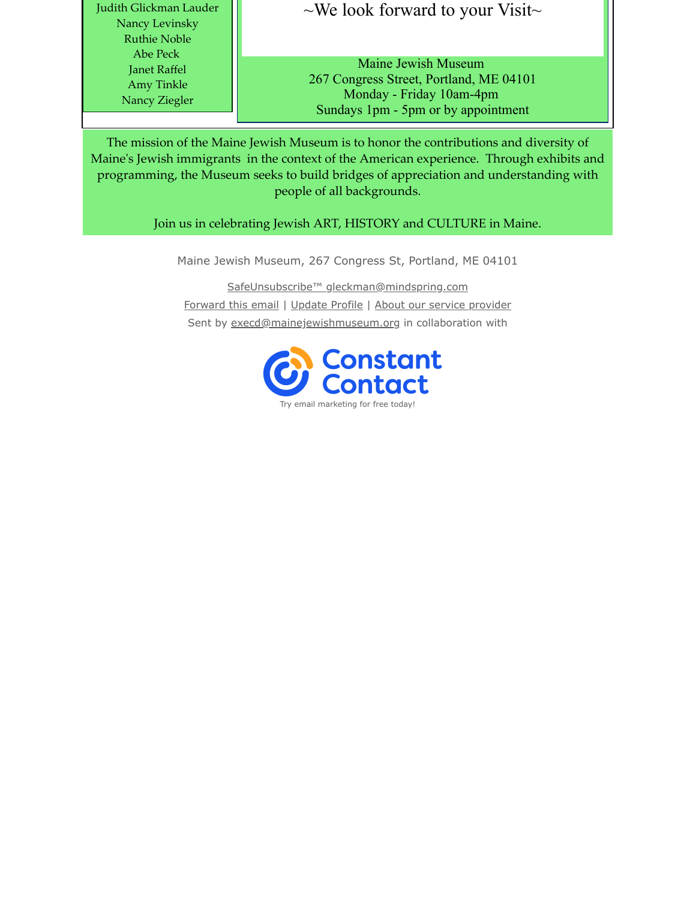Judith Glickman Lauder
Nancy Levinsky
Ruthie Noble
Abe Peck
Janet Raffel
Amy Tinkle
Nancy Ziegler

~We look forward to your Visit~

Maine Jewish Museum
267 Congress Street, Portland, ME 04101
Monday - Friday 10am-4pm
Sundays 1pm - 5pm or by appointment

The mission of the Maine Jewish Museum is to honor the contributions and diversity of Maine's Jewish immigrants in the context of the American experience. Through exhibits and programming, the Museum seeks to build bridges of appreciation and understanding with people of all backgrounds.

Join us in celebrating Jewish ART, HISTORY and CULTURE in Maine.

Maine Jewish Museum, 267 Congress St, Portland, ME 04101

SafeUnsubscribe™ gleckman@mindspring.com

Forward this email | Update Profile | About our service provider

Sent by execd@mainejewishmuseum.org in collaboration with

Constant Contact

Try email marketing for free today!